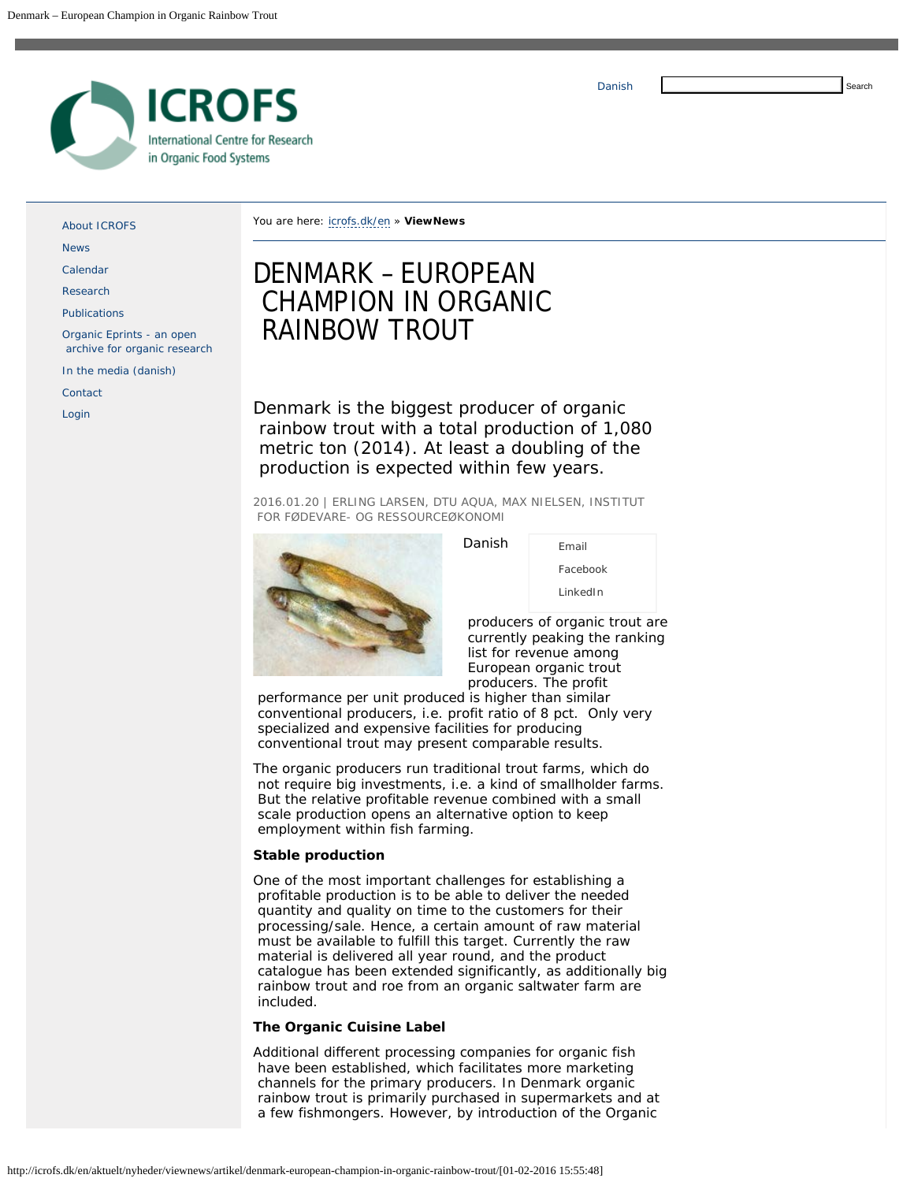# DENMARK – EUROPEAN CHAMPION IN ORGANIC RAINBOW TROUT

Denmark is the biggest producer of organic rainbow trout with a total production of 1,080 metric ton (2014). At least a doubling of the production is expected within few years.

2016.01.20 | ERLING LARSEN, DTU AQUA, MAX NIELSEN, INSTITUT FOR FØDEVARE- OG RESSOURCEØKONOMI

Danish producers of organic trout are currently peaking the ranking list for revenue among European organic trout producers. The profit performance per unit produced is higher than similar conventional producers, i.e. profit ratio of 8 pct. Only very specialized and expensive facilities for producing conventional trout may present comparable results.

The organic producers run traditional trout farms, which do not require big investments, i.e. a kind of smallholder farms. But the relative profitable revenue combined with a small scale production opens an alternative option to keep employment within fish farming.

**Stable production**

One of the most important challenges for establishing a profitable production is to be able to deliver the needed quantity and quality on time to the customers for their processing/sale. Hence, a certain amount of raw material must be available to fulfill this target. Currently the raw material is delivered all year round, and the product catalogue has been extended significantly, as additionally big rainbow trout and roe from an organic saltwater farm are included.

**The Organic Cuisine Label**

Additional different processing companies for organic fish have been established, which facilitates more marketing channels for the primary producers. In Denmark organic rainbow trout is primarily purchased in supermarkets and at a few fishmongers. However, by introduction of the Organic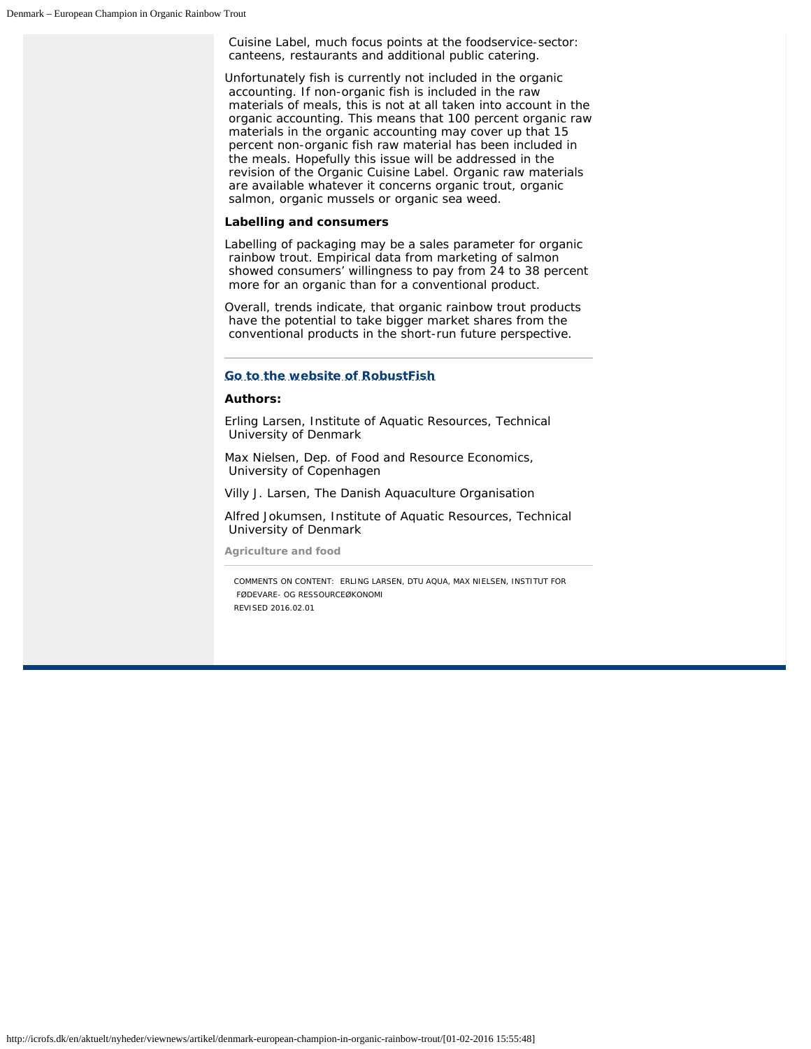Cuisine Label, much focus points at the foodservice-sector: canteens, restaurants and additional public catering.

Unfortunately fish is currently not included in the organic accounting. If non-organic fish is included in the raw materials of meals, this is not at all taken into account in the organic accounting. This means that 100 percent organic raw materials in the organic accounting may cover up that 15 percent non-organic fish raw material has been included in the meals. Hopefully this issue will be addressed in the revision of the Organic Cuisine Label. Organic raw materials are available whatever it concerns organic trout, organic salmon, organic mussels or organic sea weed.

**Labelling and consumers**

Labelling of packaging may be a sales parameter for organic rainbow trout. Empirical data from marketing of salmon showed consumers' willingness to pay from 24 to 38 percent more for an organic than for a conventional product.

Overall, trends indicate, that organic rainbow trout products have the potential to take bigger market shares from the conventional products in the short-run future perspective.

---

**Go to the website of RobustFish**

**Authors:**

Erling Larsen, Institute of Aquatic Resources, Technical University of Denmark

Max Nielsen, Dep. of Food and Resource Economics, University of Copenhagen

Villy J. Larsen, The Danish Aquaculture Organisation

Alfred Jokumsen, Institute of Aquatic Resources, Technical University of Denmark

**Agriculture and food**

---

COMMENTS ON CONTENT: ERLING LARSEN, DTU AQUA, MAX NIELSEN, INSTITUT FOR FØDEVARE- OG RESSOURCEØKONOMI

REVISED 2016.02.01